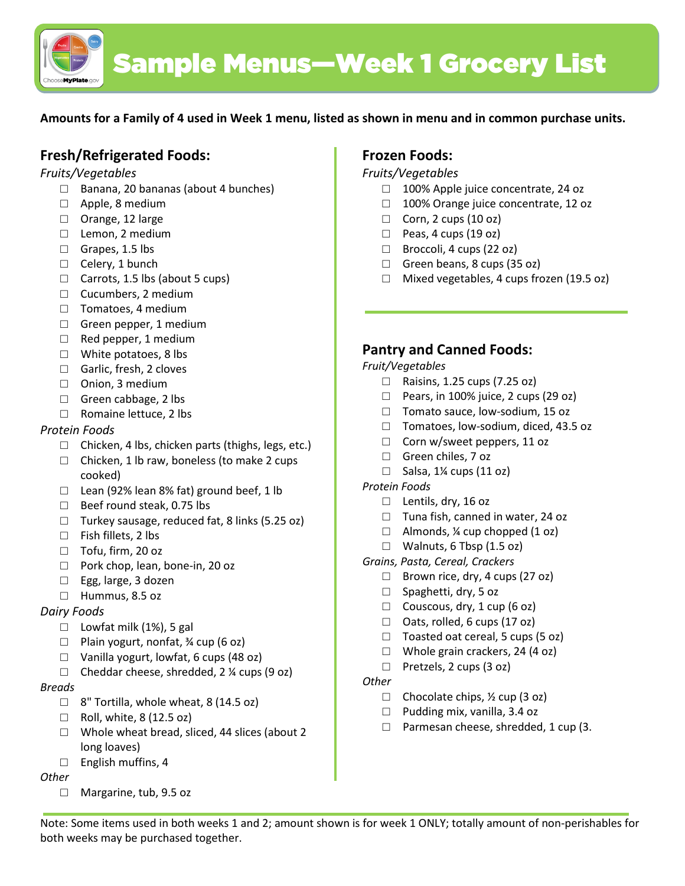# Sample Menus—Week 1 Grocery List

**Amounts for a Family of 4 used in Week 1 menu, listed as shown in menu and in common purchase units.**

## Fresh/Refrigerated Foods:

*Fruits/Vegetables*

- ☐ Banana, 20 bananas (about 4 bunches)
- ☐ Apple, 8 medium
- ☐ Orange, 12 large
- ☐ Lemon, 2 medium
- ☐ Grapes, 1.5 lbs
- ☐ Celery, 1 bunch
- ☐ Carrots, 1.5 lbs (about 5 cups)
- ☐ Cucumbers, 2 medium
- ☐ Tomatoes, 4 medium
- ☐ Green pepper, 1 medium
- ☐ Red pepper, 1 medium
- ☐ White potatoes, 8 lbs
- ☐ Garlic, fresh, 2 cloves
- ☐ Onion, 3 medium
- ☐ Green cabbage, 2 lbs
- ☐ Romaine lettuce, 2 lbs

*Protein Foods*

- ☐ Chicken, 4 lbs, chicken parts (thighs, legs, etc.)
- ☐ Chicken, 1 lb raw, boneless (to make 2 cups cooked)
- ☐ Lean (92% lean 8% fat) ground beef, 1 lb
- ☐ Beef round steak, 0.75 lbs
- ☐ Turkey sausage, reduced fat, 8 links (5.25 oz)
- ☐ Fish fillets, 2 lbs
- ☐ Tofu, firm, 20 oz
- ☐ Pork chop, lean, bone-in, 20 oz
- ☐ Egg, large, 3 dozen
- ☐ Hummus, 8.5 oz

*Dairy Foods*

- ☐ Lowfat milk (1%), 5 gal
- ☐ Plain yogurt, nonfat, ¾ cup (6 oz)
- ☐ Vanilla yogurt, lowfat, 6 cups (48 oz)
- ☐ Cheddar cheese, shredded, 2 ¼ cups (9 oz)

*Breads*

- ☐ 8" Tortilla, whole wheat, 8 (14.5 oz)
- ☐ Roll, white, 8 (12.5 oz)
- ☐ Whole wheat bread, sliced, 44 slices (about 2 long loaves)
- ☐ English muffins, 4

*Other*

- ☐ Margarine, tub, 9.5 oz

## Frozen Foods:

*Fruits/Vegetables*

- ☐ 100% Apple juice concentrate, 24 oz
- ☐ 100% Orange juice concentrate, 12 oz
- ☐ Corn, 2 cups (10 oz)
- ☐ Peas, 4 cups (19 oz)
- ☐ Broccoli, 4 cups (22 oz)
- ☐ Green beans, 8 cups (35 oz)
- ☐ Mixed vegetables, 4 cups frozen (19.5 oz)

## Pantry and Canned Foods:

*Fruit/Vegetables*

- ☐ Raisins, 1.25 cups (7.25 oz)
- ☐ Pears, in 100% juice, 2 cups (29 oz)
- ☐ Tomato sauce, low-sodium, 15 oz
- ☐ Tomatoes, low-sodium, diced, 43.5 oz
- ☐ Corn w/sweet peppers, 11 oz
- ☐ Green chiles, 7 oz
- ☐ Salsa, 1¼ cups (11 oz)

*Protein Foods*

- ☐ Lentils, dry, 16 oz
- ☐ Tuna fish, canned in water, 24 oz
- ☐ Almonds, ¼ cup chopped (1 oz)
- ☐ Walnuts, 6 Tbsp (1.5 oz)

*Grains, Pasta, Cereal, Crackers*

- ☐ Brown rice, dry, 4 cups (27 oz)
- ☐ Spaghetti, dry, 5 oz
- ☐ Couscous, dry, 1 cup (6 oz)
- ☐ Oats, rolled, 6 cups (17 oz)
- ☐ Toasted oat cereal, 5 cups (5 oz)
- ☐ Whole grain crackers, 24 (4 oz)
- ☐ Pretzels, 2 cups (3 oz)

*Other*

- ☐ Chocolate chips, ½ cup (3 oz)
- ☐ Pudding mix, vanilla, 3.4 oz
- ☐ Parmesan cheese, shredded, 1 cup (3.

Note: Some items used in both weeks 1 and 2; amount shown is for week 1 ONLY; totally amount of non-perishables for both weeks may be purchased together.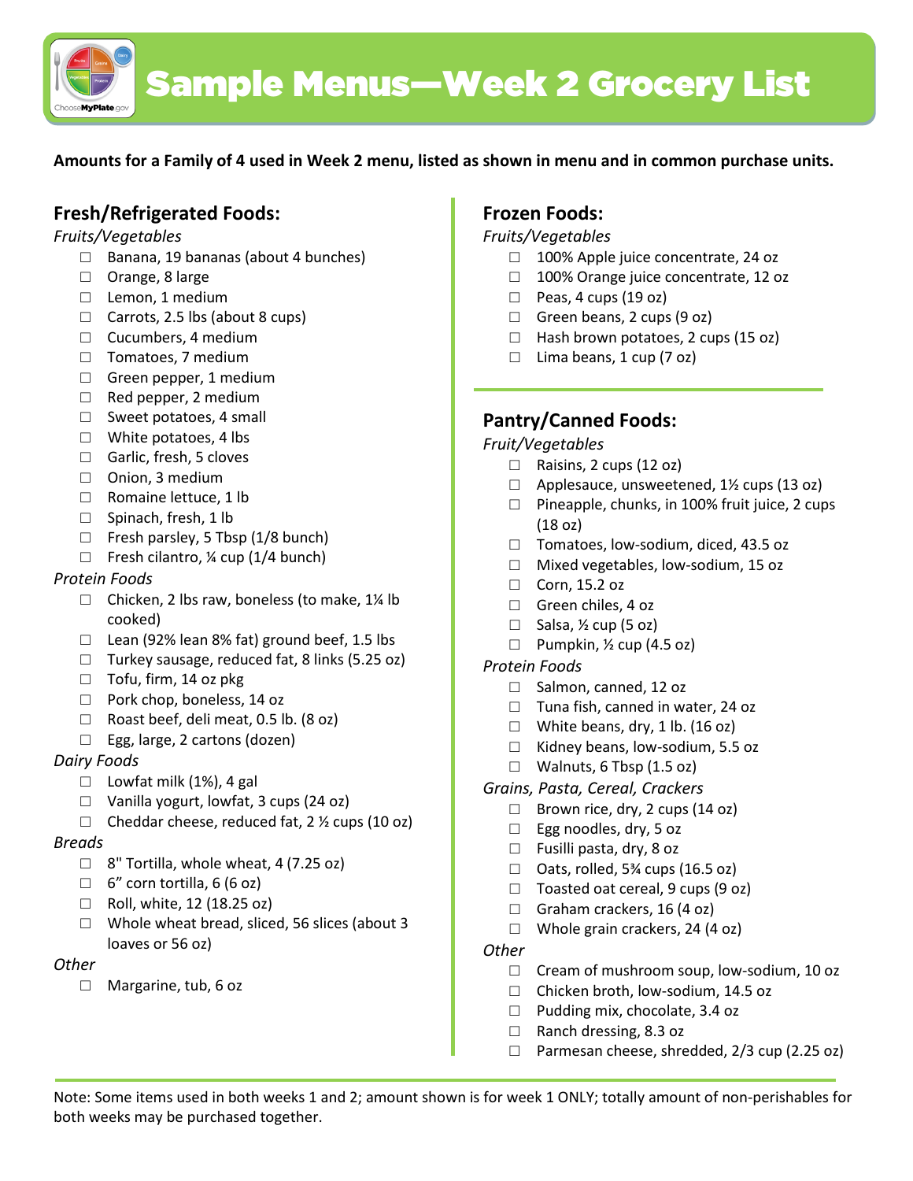# Sample Menus—Week 2 Grocery List

**Amounts for a Family of 4 used in Week 2 menu, listed as shown in menu and in common purchase units.**

## Fresh/Refrigerated Foods:

*Fruits/Vegetables*

- ☐ Banana, 19 bananas (about 4 bunches)
- ☐ Orange, 8 large
- ☐ Lemon, 1 medium
- ☐ Carrots, 2.5 lbs (about 8 cups)
- ☐ Cucumbers, 4 medium
- ☐ Tomatoes, 7 medium
- ☐ Green pepper, 1 medium
- ☐ Red pepper, 2 medium
- ☐ Sweet potatoes, 4 small
- ☐ White potatoes, 4 lbs
- ☐ Garlic, fresh, 5 cloves
- ☐ Onion, 3 medium
- ☐ Romaine lettuce, 1 lb
- ☐ Spinach, fresh, 1 lb
- ☐ Fresh parsley, 5 Tbsp (1/8 bunch)
- ☐ Fresh cilantro, ¼ cup (1/4 bunch)

*Protein Foods*

- ☐ Chicken, 2 lbs raw, boneless (to make, 1¼ lb cooked)
- ☐ Lean (92% lean 8% fat) ground beef, 1.5 lbs
- ☐ Turkey sausage, reduced fat, 8 links (5.25 oz)
- ☐ Tofu, firm, 14 oz pkg
- ☐ Pork chop, boneless, 14 oz
- ☐ Roast beef, deli meat, 0.5 lb. (8 oz)
- ☐ Egg, large, 2 cartons (dozen)

*Dairy Foods*

- ☐ Lowfat milk (1%), 4 gal
- ☐ Vanilla yogurt, lowfat, 3 cups (24 oz)
- ☐ Cheddar cheese, reduced fat, 2 ½ cups (10 oz)

*Breads*

- ☐ 8" Tortilla, whole wheat, 4 (7.25 oz)
- ☐ 6" corn tortilla, 6 (6 oz)
- ☐ Roll, white, 12 (18.25 oz)
- ☐ Whole wheat bread, sliced, 56 slices (about 3 loaves or 56 oz)

*Other*

- ☐ Margarine, tub, 6 oz

## Frozen Foods:

*Fruits/Vegetables*

- ☐ 100% Apple juice concentrate, 24 oz
- ☐ 100% Orange juice concentrate, 12 oz
- ☐ Peas, 4 cups (19 oz)
- ☐ Green beans, 2 cups (9 oz)
- ☐ Hash brown potatoes, 2 cups (15 oz)
- ☐ Lima beans, 1 cup (7 oz)

## Pantry/Canned Foods:

*Fruit/Vegetables*

- ☐ Raisins, 2 cups (12 oz)
- ☐ Applesauce, unsweetened, 1½ cups (13 oz)
- ☐ Pineapple, chunks, in 100% fruit juice, 2 cups (18 oz)
- ☐ Tomatoes, low-sodium, diced, 43.5 oz
- ☐ Mixed vegetables, low-sodium, 15 oz
- ☐ Corn, 15.2 oz
- ☐ Green chiles, 4 oz
- ☐ Salsa, ½ cup (5 oz)
- ☐ Pumpkin, ½ cup (4.5 oz)

*Protein Foods*

- ☐ Salmon, canned, 12 oz
- ☐ Tuna fish, canned in water, 24 oz
- ☐ White beans, dry, 1 lb. (16 oz)
- ☐ Kidney beans, low-sodium, 5.5 oz
- ☐ Walnuts, 6 Tbsp (1.5 oz)

*Grains, Pasta, Cereal, Crackers*

- ☐ Brown rice, dry, 2 cups (14 oz)
- ☐ Egg noodles, dry, 5 oz
- ☐ Fusilli pasta, dry, 8 oz
- ☐ Oats, rolled, 5¾ cups (16.5 oz)
- ☐ Toasted oat cereal, 9 cups (9 oz)
- ☐ Graham crackers, 16 (4 oz)
- ☐ Whole grain crackers, 24 (4 oz)

*Other*

- ☐ Cream of mushroom soup, low-sodium, 10 oz
- ☐ Chicken broth, low-sodium, 14.5 oz
- ☐ Pudding mix, chocolate, 3.4 oz
- ☐ Ranch dressing, 8.3 oz
- ☐ Parmesan cheese, shredded, 2/3 cup (2.25 oz)

Note: Some items used in both weeks 1 and 2; amount shown is for week 1 ONLY; totally amount of non-perishables for both weeks may be purchased together.